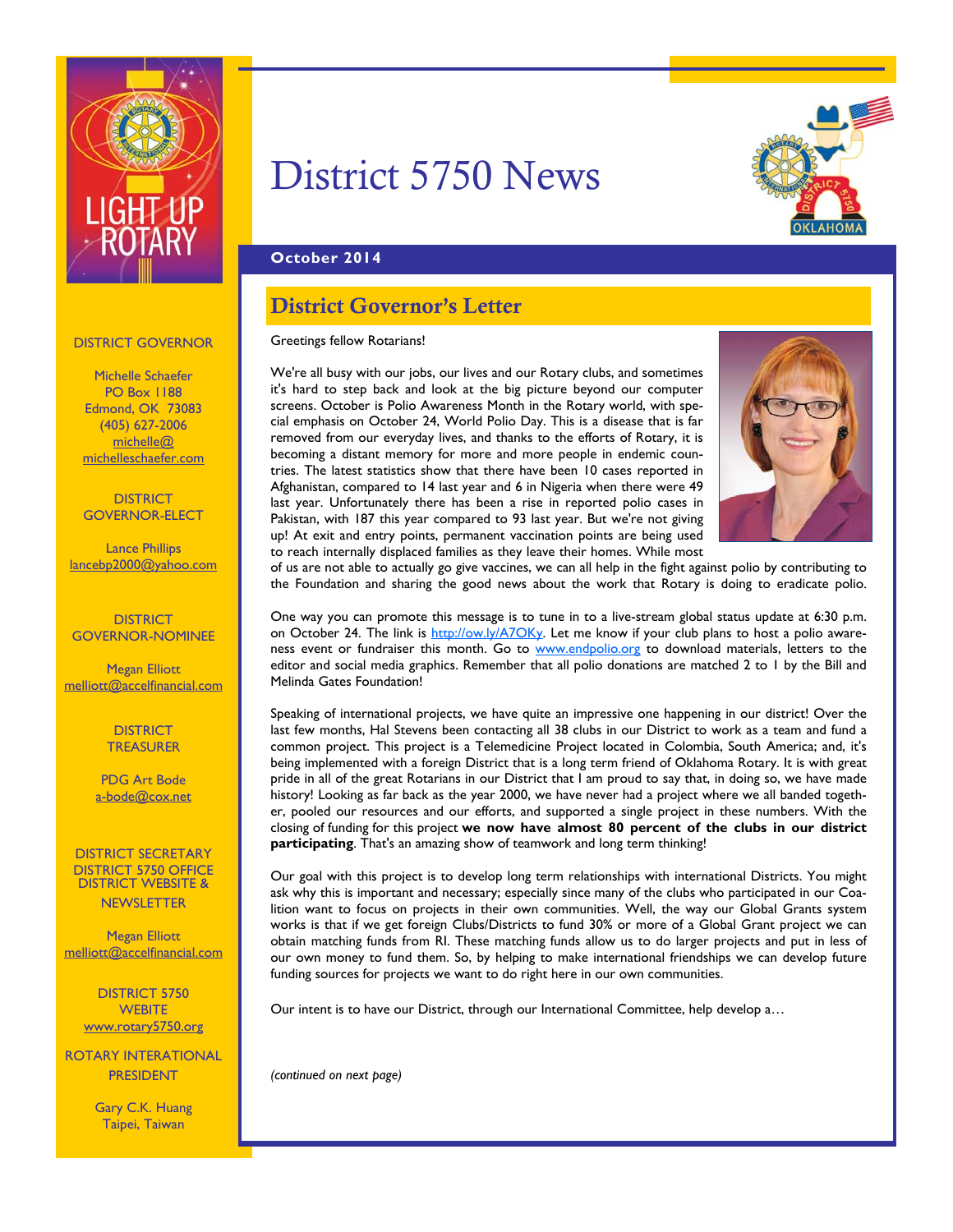# District 5750 News

**October 2014**

## District Governor's Letter

Greetings fellow Rotarians!

We're all busy with our jobs, our lives and our Rotary clubs, and sometimes it's hard to step back and look at the big picture beyond our computer screens. October is Polio Awareness Month in the Rotary world, with special emphasis on October 24, World Polio Day. This is a disease that is far removed from our everyday lives, and thanks to the efforts of Rotary, it is becoming a distant memory for more and more people in endemic countries. The latest statistics show that there have been 10 cases reported in Afghanistan, compared to 14 last year and 6 in Nigeria when there were 49 last year. Unfortunately there has been a rise in reported polio cases in Pakistan, with 187 this year compared to 93 last year. But we're not giving up! At exit and entry points, permanent vaccination points are being used to reach internally displaced families as they leave their homes. While most of us are not able to actually go give vaccines, we can all help in the fight against polio by contributing to the Foundation and sharing the good news about the work that Rotary is doing to eradicate polio.

One way you can promote this message is to tune in to a live-stream global status update at 6:30 p.m. on October 24. The link is http://ow.ly/A7OKy. Let me know if your club plans to host a polio awareness event or fundraiser this month. Go to www.endpolio.org to download materials, letters to the editor and social media graphics. Remember that all polio donations are matched 2 to 1 by the Bill and Melinda Gates Foundation!

Speaking of international projects, we have quite an impressive one happening in our district! Over the last few months, Hal Stevens been contacting all 38 clubs in our District to work as a team and fund a common project. This project is a Telemedicine Project located in Colombia, South America; and, it's being implemented with a foreign District that is a long term friend of Oklahoma Rotary. It is with great pride in all of the great Rotarians in our District that I am proud to say that, in doing so, we have made history! Looking as far back as the year 2000, we have never had a project where we all banded together, pooled our resources and our efforts, and supported a single project in these numbers. With the closing of funding for this project **we now have almost 80 percent of the clubs in our district participating**. That's an amazing show of teamwork and long term thinking!

Our goal with this project is to develop long term relationships with international Districts. You might ask why this is important and necessary; especially since many of the clubs who participated in our Coalition want to focus on projects in their own communities. Well, the way our Global Grants system works is that if we get foreign Clubs/Districts to fund 30% or more of a Global Grant project we can obtain matching funds from RI. These matching funds allow us to do larger projects and put in less of our own money to fund them. So, by helping to make international friendships we can develop future funding sources for projects we want to do right here in our own communities.

Our intent is to have our District, through our International Committee, help develop a…

*(continued on next page)*

---

DISTRICT GOVERNOR

Michelle Schaefer
PO Box 1188
Edmond, OK 73083
(405) 627-2006
michelle@michelleschaefer.com

DISTRICT GOVERNOR-ELECT

Lance Phillips
lancebp2000@yahoo.com

DISTRICT GOVERNOR-NOMINEE

Megan Elliott
melliott@accelfinancial.com

DISTRICT TREASURER

PDG Art Bode
a-bode@cox.net

DISTRICT SECRETARY
DISTRICT 5750 OFFICE
DISTRICT WEBSITE & NEWSLETTER

Megan Elliott
melliott@accelfinancial.com

DISTRICT 5750 WEBITE
www.rotary5750.org

ROTARY INTERATIONAL PRESIDENT

Gary C.K. Huang
Taipei, Taiwan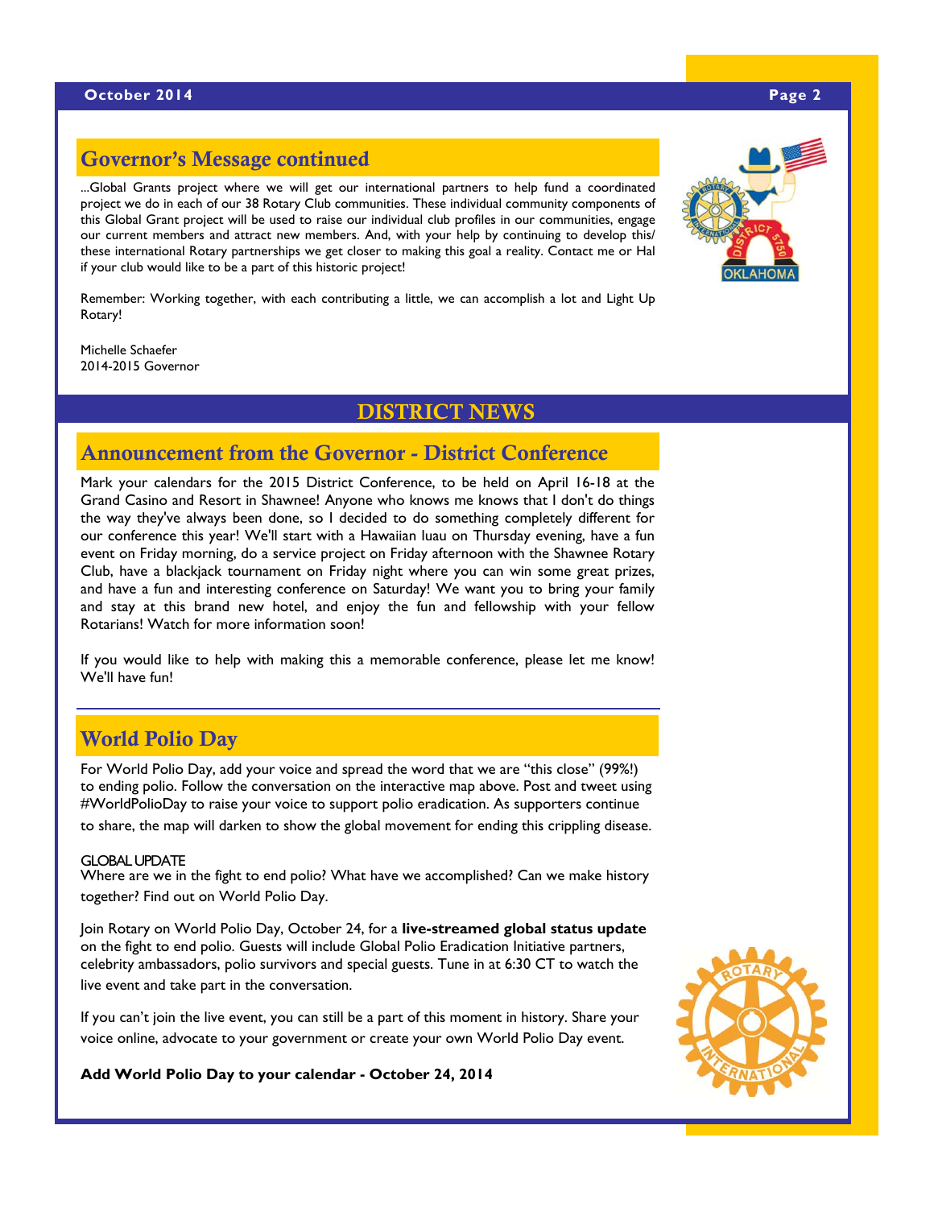## Governor's Message continued

...Global Grants project where we will get our international partners to help fund a coordinated project we do in each of our 38 Rotary Club communities. These individual community components of this Global Grant project will be used to raise our individual club profiles in our communities, engage our current members and attract new members. And, with your help by continuing to develop this/these international Rotary partnerships we get closer to making this goal a reality. Contact me or Hal if your club would like to be a part of this historic project!

Remember: Working together, with each contributing a little, we can accomplish a lot and Light Up Rotary!

Michelle Schaefer
2014-2015 Governor

# DISTRICT NEWS

## Announcement from the Governor - District Conference

Mark your calendars for the 2015 District Conference, to be held on April 16-18 at the Grand Casino and Resort in Shawnee! Anyone who knows me knows that I don't do things the way they've always been done, so I decided to do something completely different for our conference this year! We'll start with a Hawaiian luau on Thursday evening, have a fun event on Friday morning, do a service project on Friday afternoon with the Shawnee Rotary Club, have a blackjack tournament on Friday night where you can win some great prizes, and have a fun and interesting conference on Saturday! We want you to bring your family and stay at this brand new hotel, and enjoy the fun and fellowship with your fellow Rotarians! Watch for more information soon!

If you would like to help with making this a memorable conference, please let me know! We'll have fun!

## World Polio Day

For World Polio Day, add your voice and spread the word that we are "this close" (99%!) to ending polio. Follow the conversation on the interactive map above. Post and tweet using #WorldPolioDay to raise your voice to support polio eradication. As supporters continue to share, the map will darken to show the global movement for ending this crippling disease.

GLOBAL UPDATE
Where are we in the fight to end polio? What have we accomplished? Can we make history together? Find out on World Polio Day.

Join Rotary on World Polio Day, October 24, for a **live-streamed global status update** on the fight to end polio. Guests will include Global Polio Eradication Initiative partners, celebrity ambassadors, polio survivors and special guests. Tune in at 6:30 CT to watch the live event and take part in the conversation.

If you can't join the live event, you can still be a part of this moment in history. Share your voice online, advocate to your government or create your own World Polio Day event.

**Add World Polio Day to your calendar - October 24, 2014**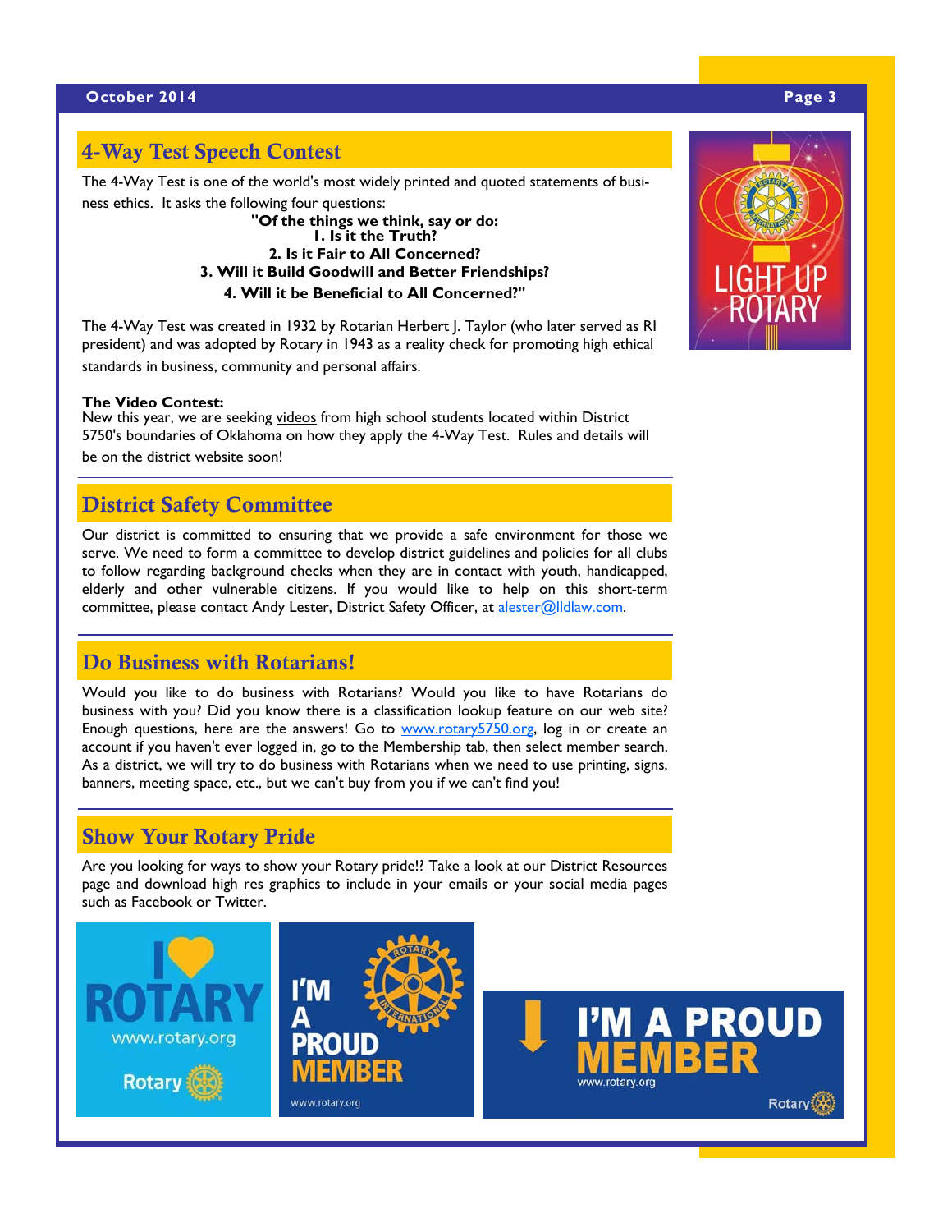## 4-Way Test Speech Contest

The 4-Way Test is one of the world's most widely printed and quoted statements of business ethics. It asks the following four questions:

**"Of the things we think, say or do:**
**1. Is it the Truth?**
**2. Is it Fair to All Concerned?**
**3. Will it Build Goodwill and Better Friendships?**
**4. Will it be Beneficial to All Concerned?"**

The 4-Way Test was created in 1932 by Rotarian Herbert J. Taylor (who later served as RI president) and was adopted by Rotary in 1943 as a reality check for promoting high ethical standards in business, community and personal affairs.

**The Video Contest:**
New this year, we are seeking videos from high school students located within District 5750's boundaries of Oklahoma on how they apply the 4-Way Test. Rules and details will be on the district website soon!

## District Safety Committee

Our district is committed to ensuring that we provide a safe environment for those we serve. We need to form a committee to develop district guidelines and policies for all clubs to follow regarding background checks when they are in contact with youth, handicapped, elderly and other vulnerable citizens. If you would like to help on this short-term committee, please contact Andy Lester, District Safety Officer, at alester@lldlaw.com.

## Do Business with Rotarians!

Would you like to do business with Rotarians? Would you like to have Rotarians do business with you? Did you know there is a classification lookup feature on our web site? Enough questions, here are the answers! Go to www.rotary5750.org, log in or create an account if you haven't ever logged in, go to the Membership tab, then select member search. As a district, we will try to do business with Rotarians when we need to use printing, signs, banners, meeting space, etc., but we can't buy from you if we can't find you!

## Show Your Rotary Pride

Are you looking for ways to show your Rotary pride!? Take a look at our District Resources page and download high res graphics to include in your emails or your social media pages such as Facebook or Twitter.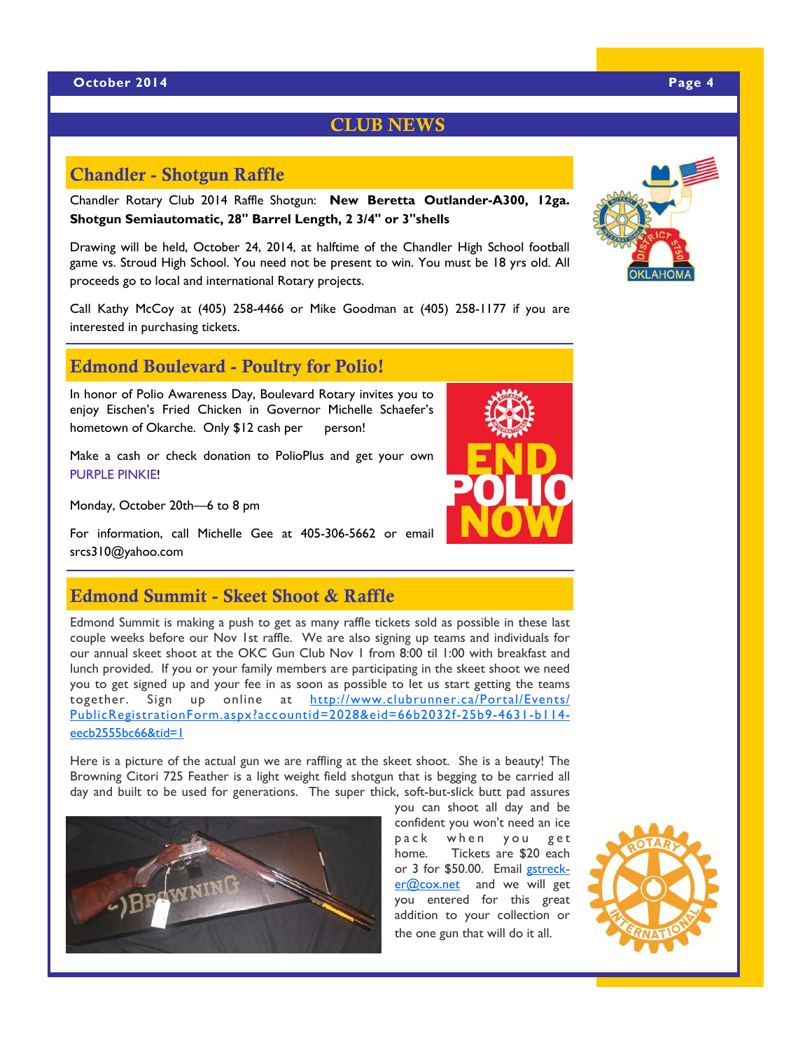# CLUB NEWS

## Chandler - Shotgun Raffle

Chandler Rotary Club 2014 Raffle Shotgun: **New Beretta Outlander-A300, 12ga. Shotgun Semiautomatic, 28" Barrel Length, 2 3/4" or 3"shells**

Drawing will be held, October 24, 2014, at halftime of the Chandler High School football game vs. Stroud High School. You need not be present to win. You must be 18 yrs old. All proceeds go to local and international Rotary projects.

Call Kathy McCoy at (405) 258-4466 or Mike Goodman at (405) 258-1177 if you are interested in purchasing tickets.

## Edmond Boulevard - Poultry for Polio!

In honor of Polio Awareness Day, Boulevard Rotary invites you to enjoy Eischen's Fried Chicken in Governor Michelle Schaefer's hometown of Okarche. Only $12 cash per person!

Make a cash or check donation to PolioPlus and get your own PURPLE PINKIE!

Monday, October 20th—6 to 8 pm

For information, call Michelle Gee at 405-306-5662 or email srcs310@yahoo.com

## Edmond Summit - Skeet Shoot & Raffle

Edmond Summit is making a push to get as many raffle tickets sold as possible in these last couple weeks before our Nov 1st raffle. We are also signing up teams and individuals for our annual skeet shoot at the OKC Gun Club Nov 1 from 8:00 til 1:00 with breakfast and lunch provided. If you or your family members are participating in the skeet shoot we need you to get signed up and your fee in as soon as possible to let us start getting the teams together. Sign up online at http://www.clubrunner.ca/Portal/Events/PublicRegistrationForm.aspx?accountid=2028&eid=66b2032f-25b9-4631-b114-eecb2555bc66&tid=1

Here is a picture of the actual gun we are raffling at the skeet shoot. She is a beauty! The Browning Citori 725 Feather is a light weight field shotgun that is begging to be carried all day and built to be used for generations. The super thick, soft-but-slick butt pad assures you can shoot all day and be confident you won't need an ice pack when you get home. Tickets are $20 each or 3 for $50.00. Email gstrecker@cox.net and we will get you entered for this great addition to your collection or the one gun that will do it all.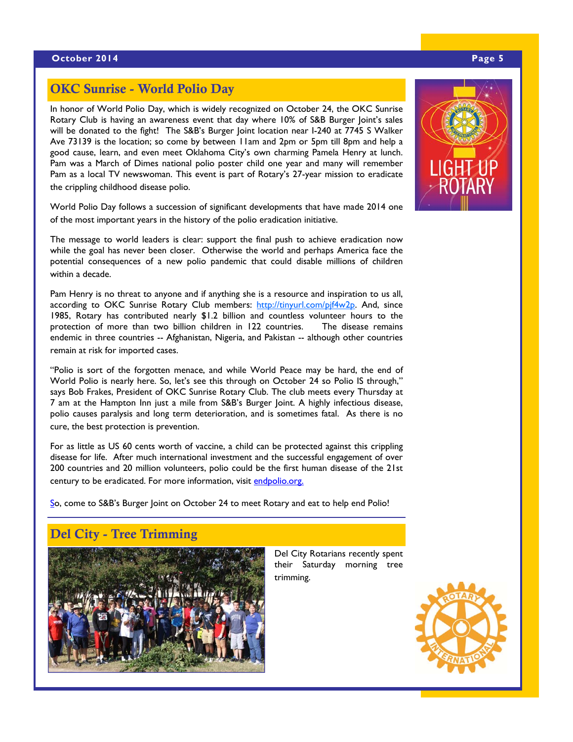## OKC Sunrise - World Polio Day

In honor of World Polio Day, which is widely recognized on October 24, the OKC Sunrise Rotary Club is having an awareness event that day where 10% of S&B Burger Joint's sales will be donated to the fight! The S&B's Burger Joint location near I-240 at 7745 S Walker Ave 73139 is the location; so come by between 11am and 2pm or 5pm till 8pm and help a good cause, learn, and even meet Oklahoma City's own charming Pamela Henry at lunch. Pam was a March of Dimes national polio poster child one year and many will remember Pam as a local TV newswoman. This event is part of Rotary's 27-year mission to eradicate the crippling childhood disease polio.

World Polio Day follows a succession of significant developments that have made 2014 one of the most important years in the history of the polio eradication initiative.

The message to world leaders is clear: support the final push to achieve eradication now while the goal has never been closer. Otherwise the world and perhaps America face the potential consequences of a new polio pandemic that could disable millions of children within a decade.

Pam Henry is no threat to anyone and if anything she is a resource and inspiration to us all, according to OKC Sunrise Rotary Club members: http://tinyurl.com/pjf4w2p. And, since 1985, Rotary has contributed nearly $1.2 billion and countless volunteer hours to the protection of more than two billion children in 122 countries. The disease remains endemic in three countries -- Afghanistan, Nigeria, and Pakistan -- although other countries remain at risk for imported cases.

"Polio is sort of the forgotten menace, and while World Peace may be hard, the end of World Polio is nearly here. So, let's see this through on October 24 so Polio IS through," says Bob Frakes, President of OKC Sunrise Rotary Club. The club meets every Thursday at 7 am at the Hampton Inn just a mile from S&B's Burger Joint. A highly infectious disease, polio causes paralysis and long term deterioration, and is sometimes fatal. As there is no cure, the best protection is prevention.

For as little as US 60 cents worth of vaccine, a child can be protected against this crippling disease for life. After much international investment and the successful engagement of over 200 countries and 20 million volunteers, polio could be the first human disease of the 21st century to be eradicated. For more information, visit endpolio.org.

So, come to S&B's Burger Joint on October 24 to meet Rotary and eat to help end Polio!

## Del City - Tree Trimming

Del City Rotarians recently spent their Saturday morning tree trimming.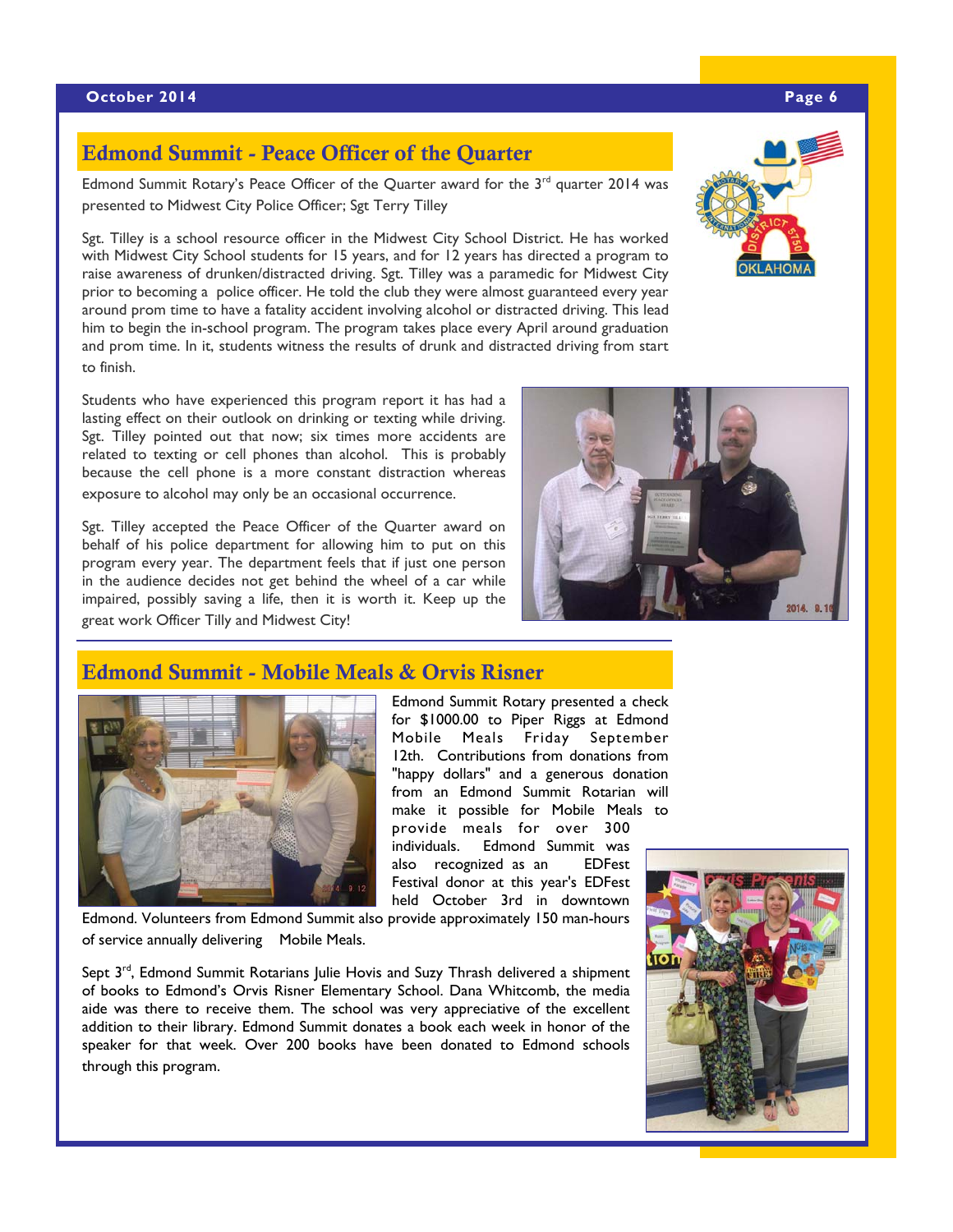## Edmond Summit - Peace Officer of the Quarter

Edmond Summit Rotary's Peace Officer of the Quarter award for the 3rd quarter 2014 was presented to Midwest City Police Officer; Sgt Terry Tilley

Sgt. Tilley is a school resource officer in the Midwest City School District. He has worked with Midwest City School students for 15 years, and for 12 years has directed a program to raise awareness of drunken/distracted driving. Sgt. Tilley was a paramedic for Midwest City prior to becoming a police officer. He told the club they were almost guaranteed every year around prom time to have a fatality accident involving alcohol or distracted driving. This lead him to begin the in-school program. The program takes place every April around graduation and prom time. In it, students witness the results of drunk and distracted driving from start to finish.

Students who have experienced this program report it has had a lasting effect on their outlook on drinking or texting while driving. Sgt. Tilley pointed out that now; six times more accidents are related to texting or cell phones than alcohol. This is probably because the cell phone is a more constant distraction whereas exposure to alcohol may only be an occasional occurrence.

Sgt. Tilley accepted the Peace Officer of the Quarter award on behalf of his police department for allowing him to put on this program every year. The department feels that if just one person in the audience decides not get behind the wheel of a car while impaired, possibly saving a life, then it is worth it. Keep up the great work Officer Tilly and Midwest City!

## Edmond Summit - Mobile Meals & Orvis Risner

Edmond Summit Rotary presented a check for $1000.00 to Piper Riggs at Edmond Mobile Meals Friday September 12th. Contributions from donations from "happy dollars" and a generous donation from an Edmond Summit Rotarian will make it possible for Mobile Meals to provide meals for over 300 individuals. Edmond Summit was also recognized as an EDFest Festival donor at this year's EDFest held October 3rd in downtown Edmond. Volunteers from Edmond Summit also provide approximately 150 man-hours of service annually delivering Mobile Meals.

Sept 3rd, Edmond Summit Rotarians Julie Hovis and Suzy Thrash delivered a shipment of books to Edmond's Orvis Risner Elementary School. Dana Whitcomb, the media aide was there to receive them. The school was very appreciative of the excellent addition to their library. Edmond Summit donates a book each week in honor of the speaker for that week. Over 200 books have been donated to Edmond schools through this program.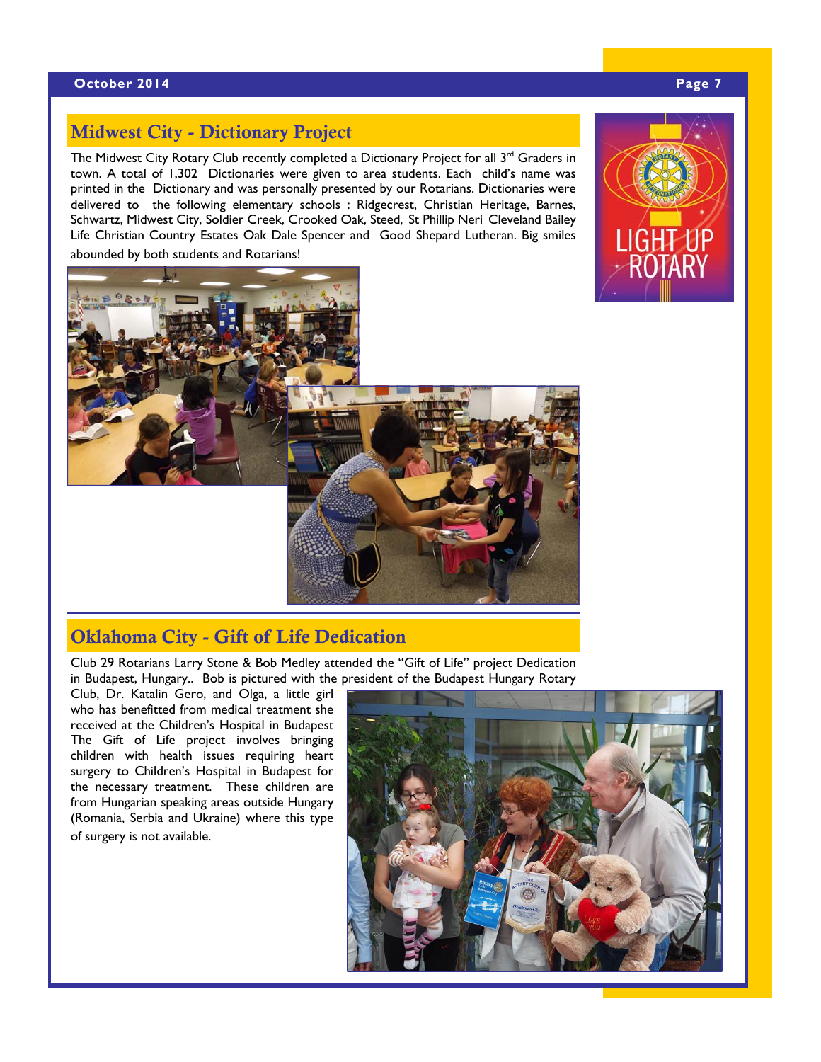## Midwest City - Dictionary Project

The Midwest City Rotary Club recently completed a Dictionary Project for all 3rd Graders in town. A total of 1,302 Dictionaries were given to area students. Each child's name was printed in the Dictionary and was personally presented by our Rotarians. Dictionaries were delivered to the following elementary schools : Ridgecrest, Christian Heritage, Barnes, Schwartz, Midwest City, Soldier Creek, Crooked Oak, Steed, St Phillip Neri Cleveland Bailey Life Christian Country Estates Oak Dale Spencer and Good Shepard Lutheran. Big smiles abounded by both students and Rotarians!

## Oklahoma City - Gift of Life Dedication

Club 29 Rotarians Larry Stone & Bob Medley attended the "Gift of Life" project Dedication in Budapest, Hungary.. Bob is pictured with the president of the Budapest Hungary Rotary Club, Dr. Katalin Gero, and Olga, a little girl who has benefitted from medical treatment she received at the Children's Hospital in Budapest The Gift of Life project involves bringing children with health issues requiring heart surgery to Children's Hospital in Budapest for the necessary treatment. These children are from Hungarian speaking areas outside Hungary (Romania, Serbia and Ukraine) where this type of surgery is not available.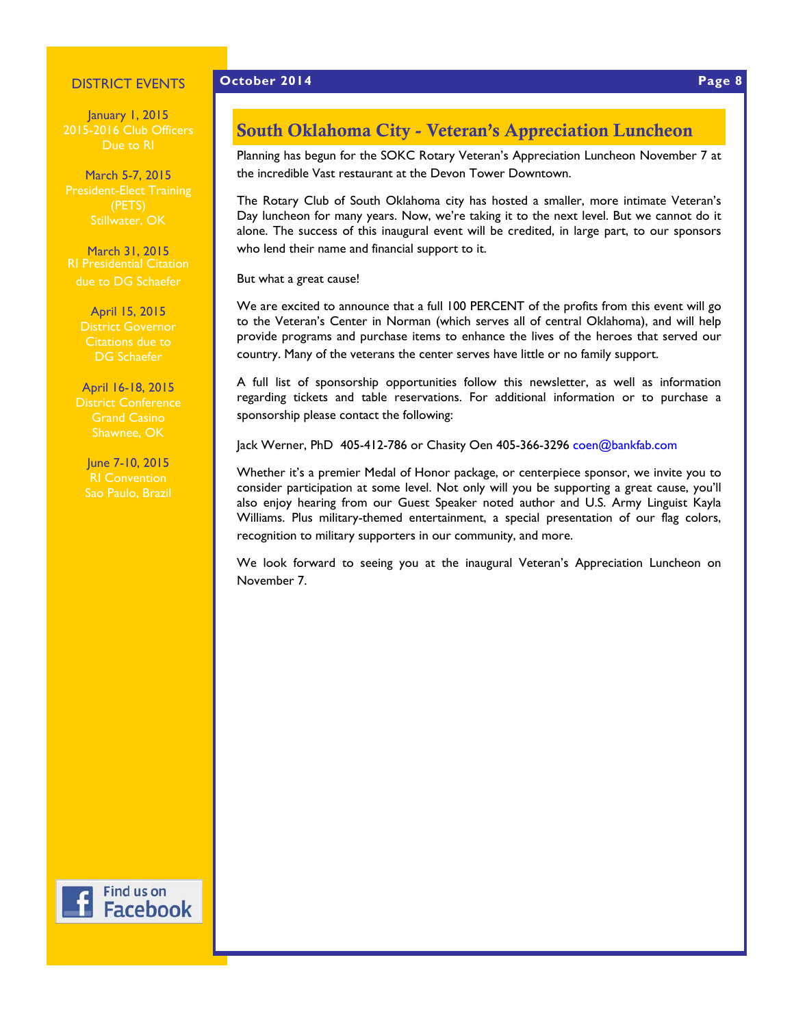## DISTRICT EVENTS

January 1, 2015
2015-2016 Club Officers Due to RI

March 5-7, 2015
President-Elect Training (PETS)
Stillwater, OK

March 31, 2015
RI Presidential Citation due to DG Schaefer

April 15, 2015
District Governor Citations due to DG Schaefer

April 16-18, 2015
District Conference
Grand Casino
Shawnee, OK

June 7-10, 2015
RI Convention
Sao Paulo, Brazil

Find us on Facebook

# South Oklahoma City - Veteran's Appreciation Luncheon

Planning has begun for the SOKC Rotary Veteran's Appreciation Luncheon November 7 at the incredible Vast restaurant at the Devon Tower Downtown.

The Rotary Club of South Oklahoma city has hosted a smaller, more intimate Veteran's Day luncheon for many years. Now, we're taking it to the next level. But we cannot do it alone. The success of this inaugural event will be credited, in large part, to our sponsors who lend their name and financial support to it.

But what a great cause!

We are excited to announce that a full 100 PERCENT of the profits from this event will go to the Veteran's Center in Norman (which serves all of central Oklahoma), and will help provide programs and purchase items to enhance the lives of the heroes that served our country. Many of the veterans the center serves have little or no family support.

A full list of sponsorship opportunities follow this newsletter, as well as information regarding tickets and table reservations. For additional information or to purchase a sponsorship please contact the following:

Jack Werner, PhD 405-412-786 or Chasity Oen 405-366-3296 coen@bankfab.com

Whether it's a premier Medal of Honor package, or centerpiece sponsor, we invite you to consider participation at some level. Not only will you be supporting a great cause, you'll also enjoy hearing from our Guest Speaker noted author and U.S. Army Linguist Kayla Williams. Plus military-themed entertainment, a special presentation of our flag colors, recognition to military supporters in our community, and more.

We look forward to seeing you at the inaugural Veteran's Appreciation Luncheon on November 7.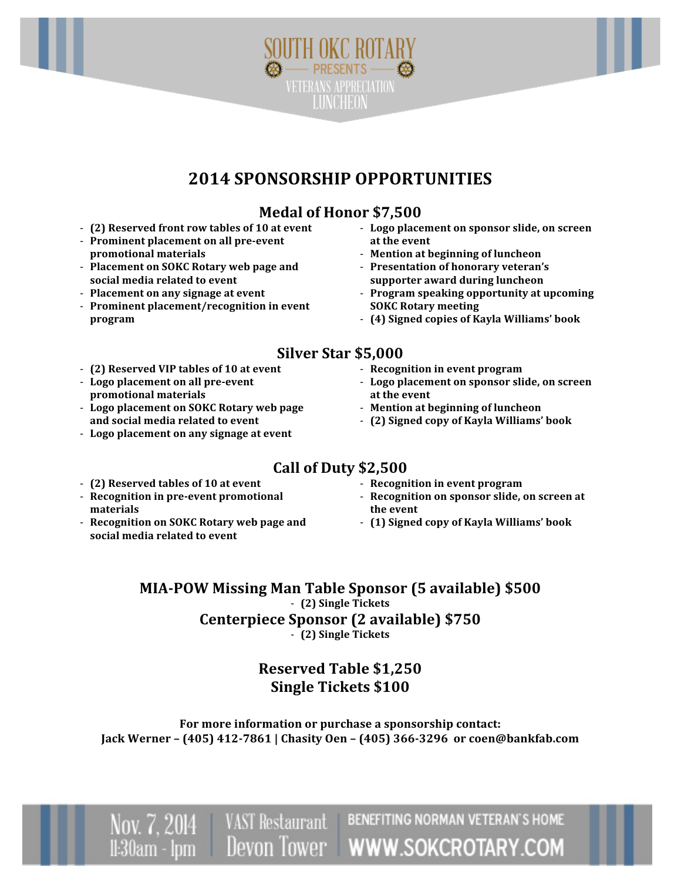SOUTH OKC ROTARY
PRESENTS
VETERANS APPRECIATION LUNCHEON

# 2014 SPONSORSHIP OPPORTUNITIES

## Medal of Honor $7,500

- **(2) Reserved front row tables of 10 at event**
- **Prominent placement on all pre-event promotional materials**
- **Placement on SOKC Rotary web page and social media related to event**
- **Placement on any signage at event**
- **Prominent placement/recognition in event program**
- **Logo placement on sponsor slide, on screen at the event**
- **Mention at beginning of luncheon**
- **Presentation of honorary veteran's supporter award during luncheon**
- **Program speaking opportunity at upcoming SOKC Rotary meeting**
- **(4) Signed copies of Kayla Williams' book**

## Silver Star $5,000

- **(2) Reserved VIP tables of 10 at event**
- **Logo placement on all pre-event promotional materials**
- **Logo placement on SOKC Rotary web page and social media related to event**
- **Logo placement on any signage at event**
- **Recognition in event program**
- **Logo placement on sponsor slide, on screen at the event**
- **Mention at beginning of luncheon**
- **(2) Signed copy of Kayla Williams' book**

## Call of Duty $2,500

- **(2) Reserved tables of 10 at event**
- **Recognition in pre-event promotional materials**
- **Recognition on SOKC Rotary web page and social media related to event**
- **Recognition in event program**
- **Recognition on sponsor slide, on screen at the event**
- **(1) Signed copy of Kayla Williams' book**

## MIA-POW Missing Man Table Sponsor (5 available) $500

- **(2) Single Tickets**

## Centerpiece Sponsor (2 available) $750

- **(2) Single Tickets**

## Reserved Table $1,250

## Single Tickets $100

**For more information or purchase a sponsorship contact:**
**Jack Werner – (405) 412-7861 | Chasity Oen – (405) 366-3296 or coen@bankfab.com**

Nov. 7, 2014 | 11:30am - 1pm | VAST Restaurant | Devon Tower | BENEFITING NORMAN VETERAN'S HOME | WWW.SOKCROTARY.COM